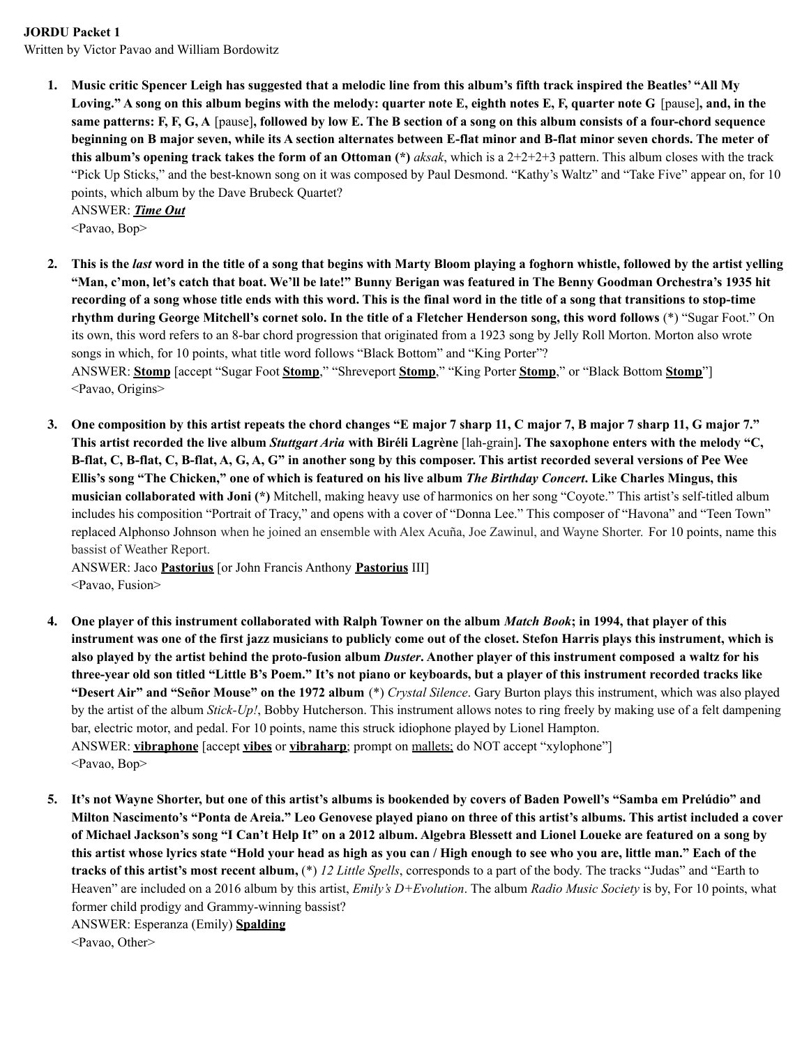**JORDU Packet 1**

Written by Victor Pavao and William Bordowitz

1. **Music critic Spencer Leigh has suggested that a melodic line from this album's fifth track inspired the Beatles' "All My Loving." A song on this album begins with the melody: quarter note E, eighth notes E, F, quarter note G** [pause]**, and, in the same patterns: F, F, G, A** [pause]**, followed by low E. The B section of a song on this album consists of a four-chord sequence beginning on B major seven, while its A section alternates between E-flat minor and B-flat minor seven chords. The meter of this album's opening track takes the form of an Ottoman (\*)** *aksak*, which is a 2+2+2+3 pattern. This album closes with the track "Pick Up Sticks," and the best-known song on it was composed by Paul Desmond. "Kathy's Waltz" and "Take Five" appear on, for 10 points, which album by the Dave Brubeck Quartet?
   ANSWER: ***Time Out***
   <Pavao, Bop>

2. **This is the *last* word in the title of a song that begins with Marty Bloom playing a foghorn whistle, followed by the artist yelling "Man, c'mon, let's catch that boat. We'll be late!" Bunny Berigan was featured in The Benny Goodman Orchestra's 1935 hit recording of a song whose title ends with this word. This is the final word in the title of a song that transitions to stop-time rhythm during George Mitchell's cornet solo. In the title of a Fletcher Henderson song, this word follows** (\*) "Sugar Foot." On its own, this word refers to an 8-bar chord progression that originated from a 1923 song by Jelly Roll Morton. Morton also wrote songs in which, for 10 points, what title word follows "Black Bottom" and "King Porter"?
   ANSWER: **Stomp** [accept "Sugar Foot **Stomp**," "Shreveport **Stomp**," "King Porter **Stomp**," or "Black Bottom **Stomp**"]
   <Pavao, Origins>

3. **One composition by this artist repeats the chord changes "E major 7 sharp 11, C major 7, B major 7 sharp 11, G major 7." This artist recorded the live album *Stuttgart Aria* with Biréli Lagrène** [lah-grain]**. The saxophone enters with the melody "C, B-flat, C, B-flat, C, B-flat, A, G, A, G" in another song by this composer. This artist recorded several versions of Pee Wee Ellis's song "The Chicken," one of which is featured on his live album *The Birthday Concert*. Like Charles Mingus, this musician collaborated with Joni (\*)** Mitchell, making heavy use of harmonics on her song "Coyote." This artist's self-titled album includes his composition "Portrait of Tracy," and opens with a cover of "Donna Lee." This composer of "Havona" and "Teen Town" replaced Alphonso Johnson when he joined an ensemble with Alex Acuña, Joe Zawinul, and Wayne Shorter. For 10 points, name this bassist of Weather Report.
   ANSWER: Jaco **Pastorius** [or John Francis Anthony **Pastorius** III]
   <Pavao, Fusion>

4. **One player of this instrument collaborated with Ralph Towner on the album *Match Book*; in 1994, that player of this instrument was one of the first jazz musicians to publicly come out of the closet. Stefon Harris plays this instrument, which is also played by the artist behind the proto-fusion album *Duster*. Another player of this instrument composed a waltz for his three-year old son titled "Little B's Poem." It's not piano or keyboards, but a player of this instrument recorded tracks like "Desert Air" and "Señor Mouse" on the 1972 album** (\*) *Crystal Silence*. Gary Burton plays this instrument, which was also played by the artist of the album *Stick-Up!*, Bobby Hutcherson. This instrument allows notes to ring freely by making use of a felt dampening bar, electric motor, and pedal. For 10 points, name this struck idiophone played by Lionel Hampton.
   ANSWER: **vibraphone** [accept **vibes** or **vibraharp**; prompt on mallets; do NOT accept "xylophone"]
   <Pavao, Bop>

5. **It's not Wayne Shorter, but one of this artist's albums is bookended by covers of Baden Powell's "Samba em Prelúdio" and Milton Nascimento's "Ponta de Areia." Leo Genovese played piano on three of this artist's albums. This artist included a cover of Michael Jackson's song "I Can't Help It" on a 2012 album. Algebra Blessett and Lionel Loueke are featured on a song by this artist whose lyrics state "Hold your head as high as you can / High enough to see who you are, little man." Each of the tracks of this artist's most recent album,** (\*) *12 Little Spells*, corresponds to a part of the body. The tracks "Judas" and "Earth to Heaven" are included on a 2016 album by this artist, *Emily's D+Evolution*. The album *Radio Music Society* is by, For 10 points, what former child prodigy and Grammy-winning bassist?
   ANSWER: Esperanza (Emily) **Spalding**
   <Pavao, Other>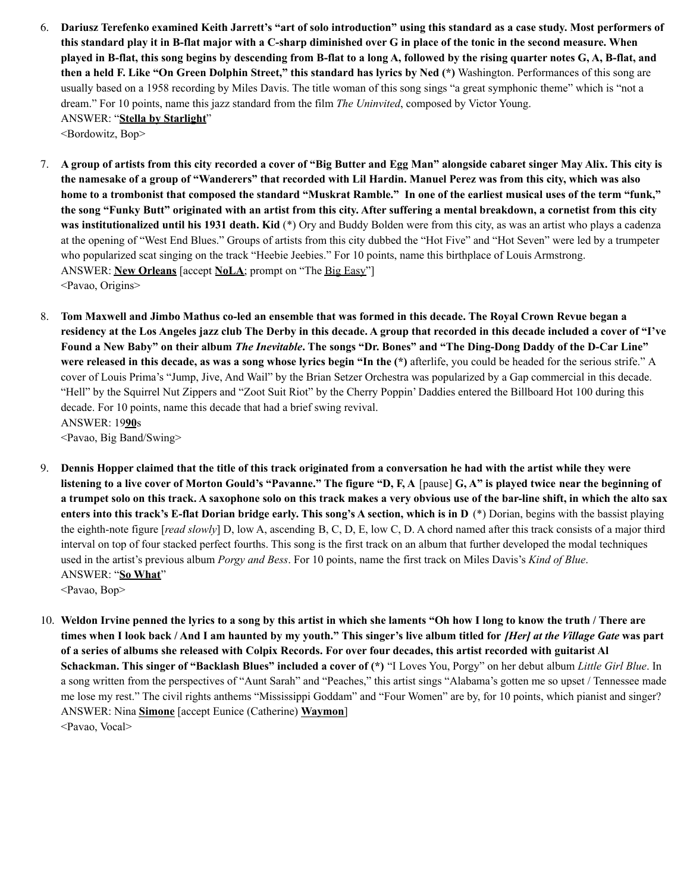6. **Dariusz Terefenko examined Keith Jarrett's "art of solo introduction" using this standard as a case study. Most performers of this standard play it in B-flat major with a C-sharp diminished over G in place of the tonic in the second measure. When played in B-flat, this song begins by descending from B-flat to a long A, followed by the rising quarter notes G, A, B-flat, and then a held F. Like "On Green Dolphin Street," this standard has lyrics by Ned (*)** Washington. Performances of this song are usually based on a 1958 recording by Miles Davis. The title woman of this song sings "a great symphonic theme" which is "not a dream." For 10 points, name this jazz standard from the film *The Uninvited*, composed by Victor Young.
ANSWER: "**Stella by Starlight**"
<Bordowitz, Bop>

7. **A group of artists from this city recorded a cover of "Big Butter and Egg Man" alongside cabaret singer May Alix. This city is the namesake of a group of "Wanderers" that recorded with Lil Hardin. Manuel Perez was from this city, which was also home to a trombonist that composed the standard "Muskrat Ramble." In one of the earliest musical uses of the term "funk," the song "Funky Butt" originated with an artist from this city. After suffering a mental breakdown, a cornetist from this city was institutionalized until his 1931 death. Kid** (*) Ory and Buddy Bolden were from this city, as was an artist who plays a cadenza at the opening of "West End Blues." Groups of artists from this city dubbed the "Hot Five" and "Hot Seven" were led by a trumpeter who popularized scat singing on the track "Heebie Jeebies." For 10 points, name this birthplace of Louis Armstrong.
ANSWER: **New Orleans** [accept **NoLA**; prompt on "The Big Easy"]
<Pavao, Origins>

8. **Tom Maxwell and Jimbo Mathus co-led an ensemble that was formed in this decade. The Royal Crown Revue began a residency at the Los Angeles jazz club The Derby in this decade. A group that recorded in this decade included a cover of "I've Found a New Baby" on their album *The Inevitable*. The songs "Dr. Bones" and "The Ding-Dong Daddy of the D-Car Line" were released in this decade, as was a song whose lyrics begin "In the (*)** afterlife, you could be headed for the serious strife." A cover of Louis Prima's "Jump, Jive, And Wail" by the Brian Setzer Orchestra was popularized by a Gap commercial in this decade. "Hell" by the Squirrel Nut Zippers and "Zoot Suit Riot" by the Cherry Poppin' Daddies entered the Billboard Hot 100 during this decade. For 10 points, name this decade that had a brief swing revival.
ANSWER: 19**90**s
<Pavao, Big Band/Swing>

9. **Dennis Hopper claimed that the title of this track originated from a conversation he had with the artist while they were listening to a live cover of Morton Gould's "Pavanne." The figure "D, F, A** [pause] **G, A" is played twice near the beginning of a trumpet solo on this track. A saxophone solo on this track makes a very obvious use of the bar-line shift, in which the alto sax enters into this track's E-flat Dorian bridge early. This song's A section, which is in D** (*) Dorian, begins with the bassist playing the eighth-note figure [*read slowly*] D, low A, ascending B, C, D, E, low C, D. A chord named after this track consists of a major third interval on top of four stacked perfect fourths. This song is the first track on an album that further developed the modal techniques used in the artist's previous album *Porgy and Bess*. For 10 points, name the first track on Miles Davis's *Kind of Blue*.
ANSWER: "**So What**"
<Pavao, Bop>

10. **Weldon Irvine penned the lyrics to a song by this artist in which she laments "Oh how I long to know the truth / There are times when I look back / And I am haunted by my youth." This singer's live album titled for *[Her] at the Village Gate* was part of a series of albums she released with Colpix Records. For over four decades, this artist recorded with guitarist Al Schackman. This singer of "Backlash Blues" included a cover of (*)** "I Loves You, Porgy" on her debut album *Little Girl Blue*. In a song written from the perspectives of "Aunt Sarah" and "Peaches," this artist sings "Alabama's gotten me so upset / Tennessee made me lose my rest." The civil rights anthems "Mississippi Goddam" and "Four Women" are by, for 10 points, which pianist and singer?
ANSWER: Nina **Simone** [accept Eunice (Catherine) **Waymon**]
<Pavao, Vocal>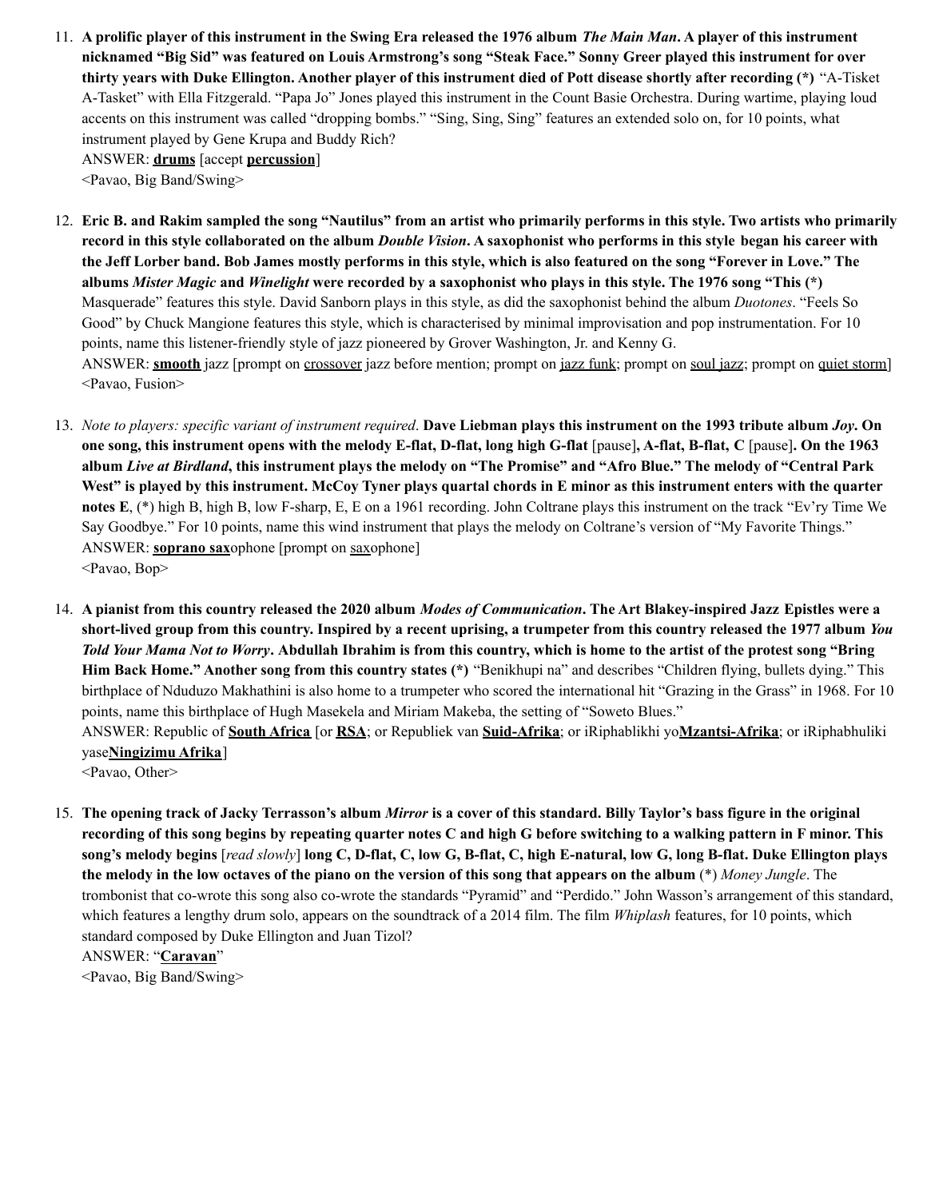11. **A prolific player of this instrument in the Swing Era released the 1976 album *The Main Man*. A player of this instrument nicknamed "Big Sid" was featured on Louis Armstrong's song "Steak Face." Sonny Greer played this instrument for over thirty years with Duke Ellington. Another player of this instrument died of Pott disease shortly after recording (*)** "A-Tisket A-Tasket" with Ella Fitzgerald. "Papa Jo" Jones played this instrument in the Count Basie Orchestra. During wartime, playing loud accents on this instrument was called "dropping bombs." "Sing, Sing, Sing" features an extended solo on, for 10 points, what instrument played by Gene Krupa and Buddy Rich?
    ANSWER: **drums** [accept **percussion**]
    <Pavao, Big Band/Swing>

12. **Eric B. and Rakim sampled the song "Nautilus" from an artist who primarily performs in this style. Two artists who primarily record in this style collaborated on the album *Double Vision*. A saxophonist who performs in this style began his career with the Jeff Lorber band. Bob James mostly performs in this style, which is also featured on the song "Forever in Love." The albums *Mister Magic* and *Winelight* were recorded by a saxophonist who plays in this style. The 1976 song "This (*)** Masquerade" features this style. David Sanborn plays in this style, as did the saxophonist behind the album *Duotones*. "Feels So Good" by Chuck Mangione features this style, which is characterised by minimal improvisation and pop instrumentation. For 10 points, name this listener-friendly style of jazz pioneered by Grover Washington, Jr. and Kenny G.
    ANSWER: **smooth** jazz [prompt on crossover jazz before mention; prompt on jazz funk; prompt on soul jazz; prompt on quiet storm]
    <Pavao, Fusion>

13. *Note to players: specific variant of instrument required*. **Dave Liebman plays this instrument on the 1993 tribute album *Joy*. On one song, this instrument opens with the melody E-flat, D-flat, long high G-flat** [pause]**, A-flat, B-flat, C** [pause]**. On the 1963 album *Live at Birdland*, this instrument plays the melody on "The Promise" and "Afro Blue." The melody of "Central Park West" is played by this instrument. McCoy Tyner plays quartal chords in E minor as this instrument enters with the quarter notes E**, (*) high B, high B, low F-sharp, E, E on a 1961 recording. John Coltrane plays this instrument on the track "Ev'ry Time We Say Goodbye." For 10 points, name this wind instrument that plays the melody on Coltrane's version of "My Favorite Things."
    ANSWER: **soprano sax**ophone [prompt on saxophone]
    <Pavao, Bop>

14. **A pianist from this country released the 2020 album *Modes of Communication*. The Art Blakey-inspired Jazz Epistles were a short-lived group from this country. Inspired by a recent uprising, a trumpeter from this country released the 1977 album *You Told Your Mama Not to Worry*. Abdullah Ibrahim is from this country, which is home to the artist of the protest song "Bring Him Back Home." Another song from this country states (*)** "Benikhupi na" and describes "Children flying, bullets dying." This birthplace of Nduduzo Makhathini is also home to a trumpeter who scored the international hit "Grazing in the Grass" in 1968. For 10 points, name this birthplace of Hugh Masekela and Miriam Makeba, the setting of "Soweto Blues."
    ANSWER: Republic of **South Africa** [or **RSA**; or Republiek van **Suid-Afrika**; or iRiphablikhi yo**Mzantsi-Afrika**; or iRiphabhuliki yase**Ningizimu Afrika**]
    <Pavao, Other>

15. **The opening track of Jacky Terrasson's album *Mirror* is a cover of this standard. Billy Taylor's bass figure in the original recording of this song begins by repeating quarter notes C and high G before switching to a walking pattern in F minor. This song's melody begins** [*read slowly*] **long C, D-flat, C, low G, B-flat, C, high E-natural, low G, long B-flat. Duke Ellington plays the melody in the low octaves of the piano on the version of this song that appears on the album** (*) *Money Jungle*. The trombonist that co-wrote this song also co-wrote the standards "Pyramid" and "Perdido." John Wasson's arrangement of this standard, which features a lengthy drum solo, appears on the soundtrack of a 2014 film. The film *Whiplash* features, for 10 points, which standard composed by Duke Ellington and Juan Tizol?
    ANSWER: "**Caravan**"
    <Pavao, Big Band/Swing>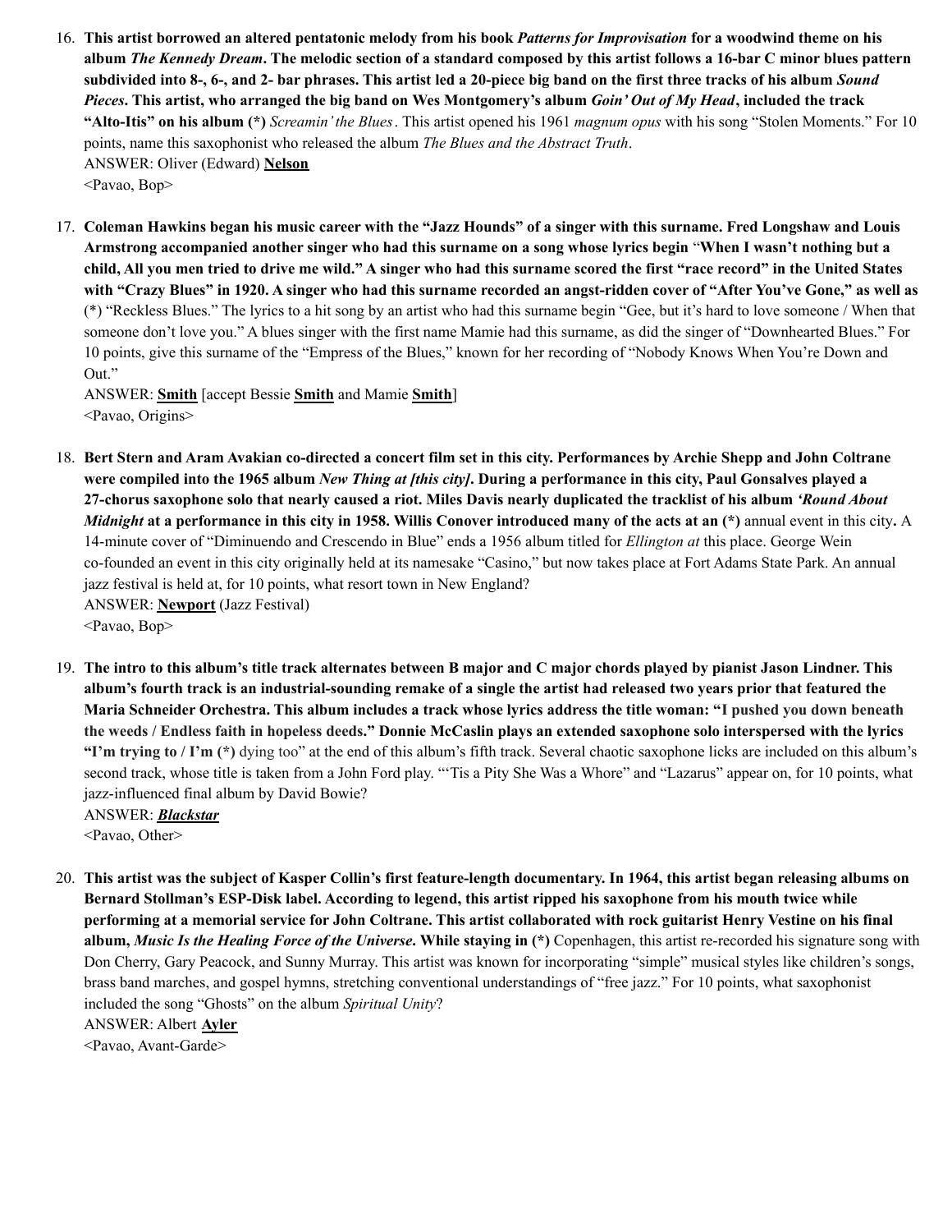16. **This artist borrowed an altered pentatonic melody from his book *Patterns for Improvisation* for a woodwind theme on his album *The Kennedy Dream*. The melodic section of a standard composed by this artist follows a 16-bar C minor blues pattern subdivided into 8-, 6-, and 2- bar phrases. This artist led a 20-piece big band on the first three tracks of his album *Sound Pieces*. This artist, who arranged the big band on Wes Montgomery's album *Goin' Out of My Head*, included the track "Alto-Itis" on his album (*)** *Screamin' the Blues*. This artist opened his 1961 *magnum opus* with his song "Stolen Moments." For 10 points, name this saxophonist who released the album *The Blues and the Abstract Truth*.
    ANSWER: Oliver (Edward) **Nelson**
    <Pavao, Bop>

17. **Coleman Hawkins began his music career with the "Jazz Hounds" of a singer with this surname. Fred Longshaw and Louis Armstrong accompanied another singer who had this surname on a song whose lyrics begin "When I wasn't nothing but a child, All you men tried to drive me wild." A singer who had this surname scored the first "race record" in the United States with "Crazy Blues" in 1920. A singer who had this surname recorded an angst-ridden cover of "After You've Gone," as well as** (*) "Reckless Blues." The lyrics to a hit song by an artist who had this surname begin "Gee, but it's hard to love someone / When that someone don't love you." A blues singer with the first name Mamie had this surname, as did the singer of "Downhearted Blues." For 10 points, give this surname of the "Empress of the Blues," known for her recording of "Nobody Knows When You're Down and Out."
    ANSWER: **Smith** [accept Bessie **Smith** and Mamie **Smith**]
    <Pavao, Origins>

18. **Bert Stern and Aram Avakian co-directed a concert film set in this city. Performances by Archie Shepp and John Coltrane were compiled into the 1965 album *New Thing at [this city]*. During a performance in this city, Paul Gonsalves played a 27-chorus saxophone solo that nearly caused a riot. Miles Davis nearly duplicated the tracklist of his album *'Round About Midnight* at a performance in this city in 1958. Willis Conover introduced many of the acts at an (*)** annual event in this city**.** A 14-minute cover of "Diminuendo and Crescendo in Blue" ends a 1956 album titled for *Ellington at* this place. George Wein co-founded an event in this city originally held at its namesake "Casino," but now takes place at Fort Adams State Park. An annual jazz festival is held at, for 10 points, what resort town in New England?
    ANSWER: **Newport** (Jazz Festival)
    <Pavao, Bop>

19. **The intro to this album's title track alternates between B major and C major chords played by pianist Jason Lindner. This album's fourth track is an industrial-sounding remake of a single the artist had released two years prior that featured the Maria Schneider Orchestra. This album includes a track whose lyrics address the title woman: "I pushed you down beneath the weeds / Endless faith in hopeless deeds." Donnie McCaslin plays an extended saxophone solo interspersed with the lyrics "I'm trying to / I'm (*)** dying too" at the end of this album's fifth track. Several chaotic saxophone licks are included on this album's second track, whose title is taken from a John Ford play. "'Tis a Pity She Was a Whore" and "Lazarus" appear on, for 10 points, what jazz-influenced final album by David Bowie?
    ANSWER: ***Blackstar***
    <Pavao, Other>

20. **This artist was the subject of Kasper Collin's first feature-length documentary. In 1964, this artist began releasing albums on Bernard Stollman's ESP-Disk label. According to legend, this artist ripped his saxophone from his mouth twice while performing at a memorial service for John Coltrane. This artist collaborated with rock guitarist Henry Vestine on his final album, *Music Is the Healing Force of the Universe*. While staying in (*)** Copenhagen, this artist re-recorded his signature song with Don Cherry, Gary Peacock, and Sunny Murray. This artist was known for incorporating "simple" musical styles like children's songs, brass band marches, and gospel hymns, stretching conventional understandings of "free jazz." For 10 points, what saxophonist included the song "Ghosts" on the album *Spiritual Unity*?
    ANSWER: Albert **Ayler**
    <Pavao, Avant-Garde>